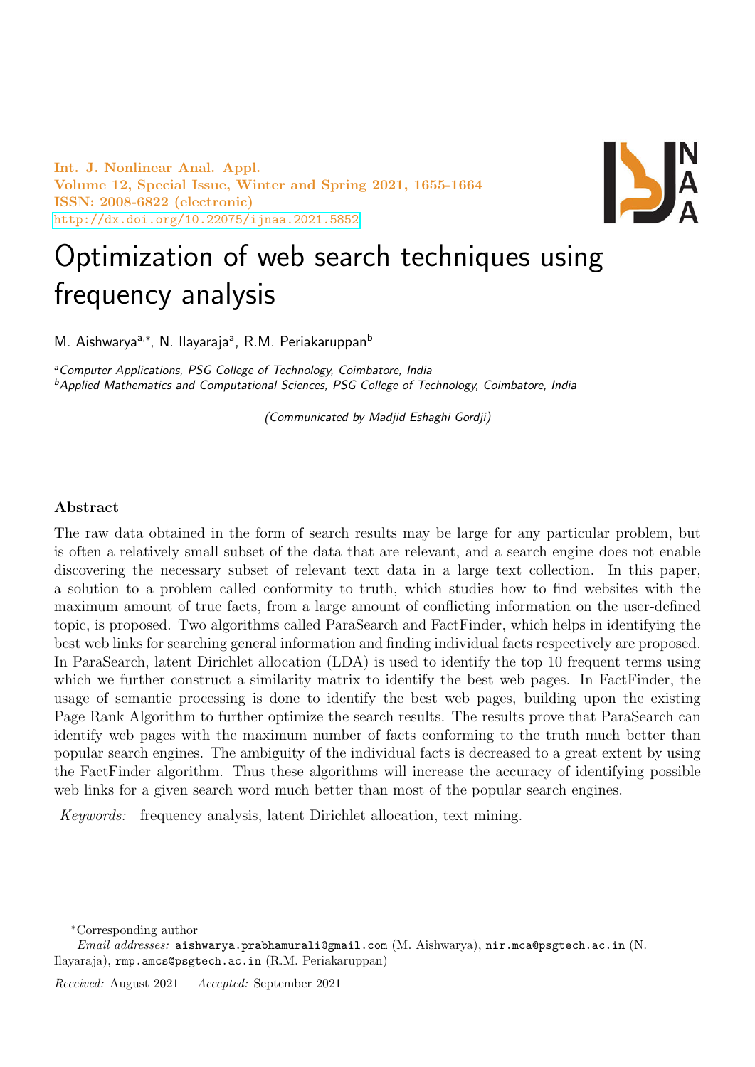# Optimization of web search techniques using frequency analysis

M. Aishwarya[a,*], N. Ilayaraja[a], R.M. Periakaruppan[b]

[a]*Computer Applications, PSG College of Technology, Coimbatore, India*
[b]*Applied Mathematics and Computational Sciences, PSG College of Technology, Coimbatore, India*

*(Communicated by Madjid Eshaghi Gordji)*

---

## Abstract

The raw data obtained in the form of search results may be large for any particular problem, but is often a relatively small subset of the data that are relevant, and a search engine does not enable discovering the necessary subset of relevant text data in a large text collection. In this paper, a solution to a problem called conformity to truth, which studies how to find websites with the maximum amount of true facts, from a large amount of conflicting information on the user-defined topic, is proposed. Two algorithms called ParaSearch and FactFinder, which helps in identifying the best web links for searching general information and finding individual facts respectively are proposed. In ParaSearch, latent Dirichlet allocation (LDA) is used to identify the top 10 frequent terms using which we further construct a similarity matrix to identify the best web pages. In FactFinder, the usage of semantic processing is done to identify the best web pages, building upon the existing Page Rank Algorithm to further optimize the search results. The results prove that ParaSearch can identify web pages with the maximum number of facts conforming to the truth much better than popular search engines. The ambiguity of the individual facts is decreased to a great extent by using the FactFinder algorithm. Thus these algorithms will increase the accuracy of identifying possible web links for a given search word much better than most of the popular search engines.

*Keywords:* frequency analysis, latent Dirichlet allocation, text mining.

---

*Corresponding author

*Email addresses:* aishwarya.prabhamurali@gmail.com (M. Aishwarya), nir.mca@psgtech.ac.in (N. Ilayaraja), rmp.amcs@psgtech.ac.in (R.M. Periakaruppan)

*Received:* August 2021 *Accepted:* September 2021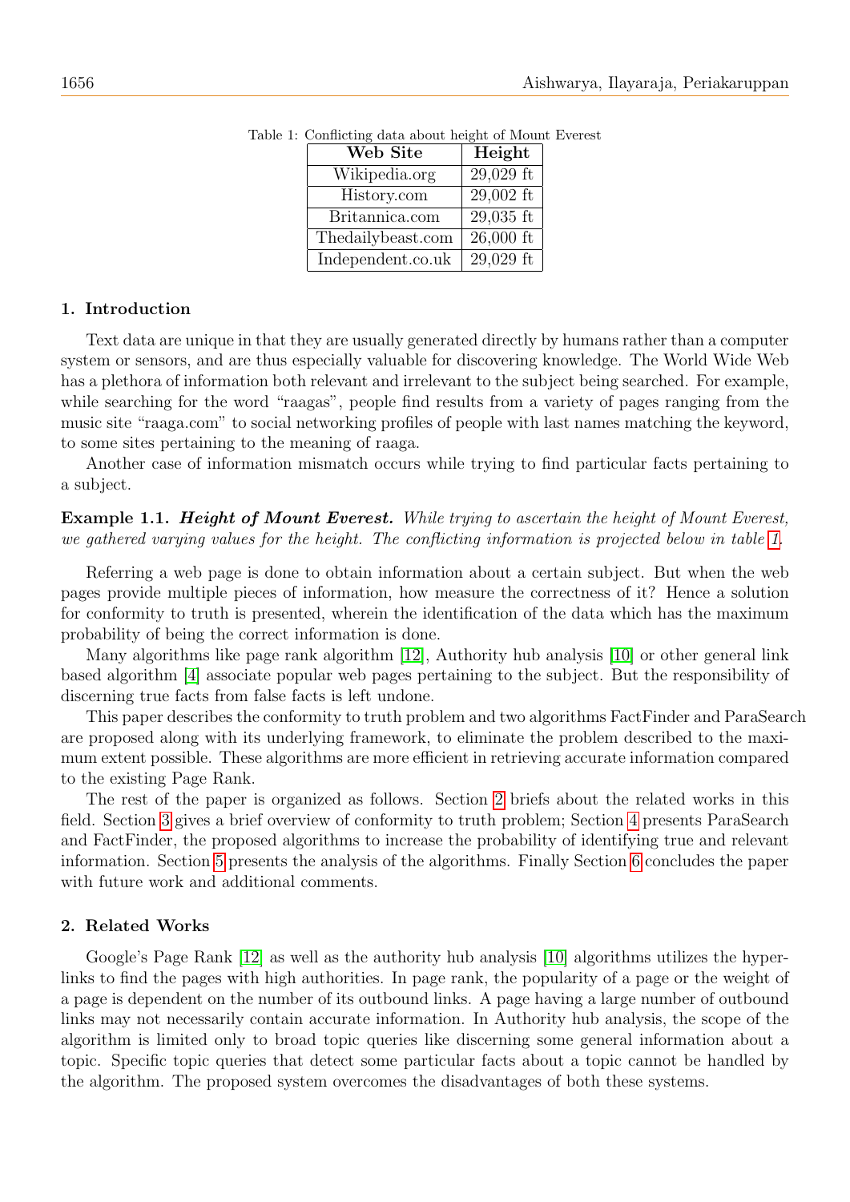Table 1: Conflicting data about height of Mount Everest

| Web Site | Height |
| --- | --- |
| Wikipedia.org | 29,029 ft |
| History.com | 29,002 ft |
| Britannica.com | 29,035 ft |
| Thedailybeast.com | 26,000 ft |
| Independent.co.uk | 29,029 ft |

## 1. Introduction

Text data are unique in that they are usually generated directly by humans rather than a computer system or sensors, and are thus especially valuable for discovering knowledge. The World Wide Web has a plethora of information both relevant and irrelevant to the subject being searched. For example, while searching for the word “raagas”, people find results from a variety of pages ranging from the music site “raaga.com” to social networking profiles of people with last names matching the keyword, to some sites pertaining to the meaning of raaga.

Another case of information mismatch occurs while trying to find particular facts pertaining to a subject.

**Example 1.1.** ***Height of Mount Everest.*** *While trying to ascertain the height of Mount Everest, we gathered varying values for the height. The conflicting information is projected below in table 1.*

Referring a web page is done to obtain information about a certain subject. But when the web pages provide multiple pieces of information, how measure the correctness of it? Hence a solution for conformity to truth is presented, wherein the identification of the data which has the maximum probability of being the correct information is done.

Many algorithms like page rank algorithm [12], Authority hub analysis [10] or other general link based algorithm [4] associate popular web pages pertaining to the subject. But the responsibility of discerning true facts from false facts is left undone.

This paper describes the conformity to truth problem and two algorithms FactFinder and ParaSearch are proposed along with its underlying framework, to eliminate the problem described to the maximum extent possible. These algorithms are more efficient in retrieving accurate information compared to the existing Page Rank.

The rest of the paper is organized as follows. Section 2 briefs about the related works in this field. Section 3 gives a brief overview of conformity to truth problem; Section 4 presents ParaSearch and FactFinder, the proposed algorithms to increase the probability of identifying true and relevant information. Section 5 presents the analysis of the algorithms. Finally Section 6 concludes the paper with future work and additional comments.

## 2. Related Works

Google’s Page Rank [12] as well as the authority hub analysis [10] algorithms utilizes the hyperlinks to find the pages with high authorities. In page rank, the popularity of a page or the weight of a page is dependent on the number of its outbound links. A page having a large number of outbound links may not necessarily contain accurate information. In Authority hub analysis, the scope of the algorithm is limited only to broad topic queries like discerning some general information about a topic. Specific topic queries that detect some particular facts about a topic cannot be handled by the algorithm. The proposed system overcomes the disadvantages of both these systems.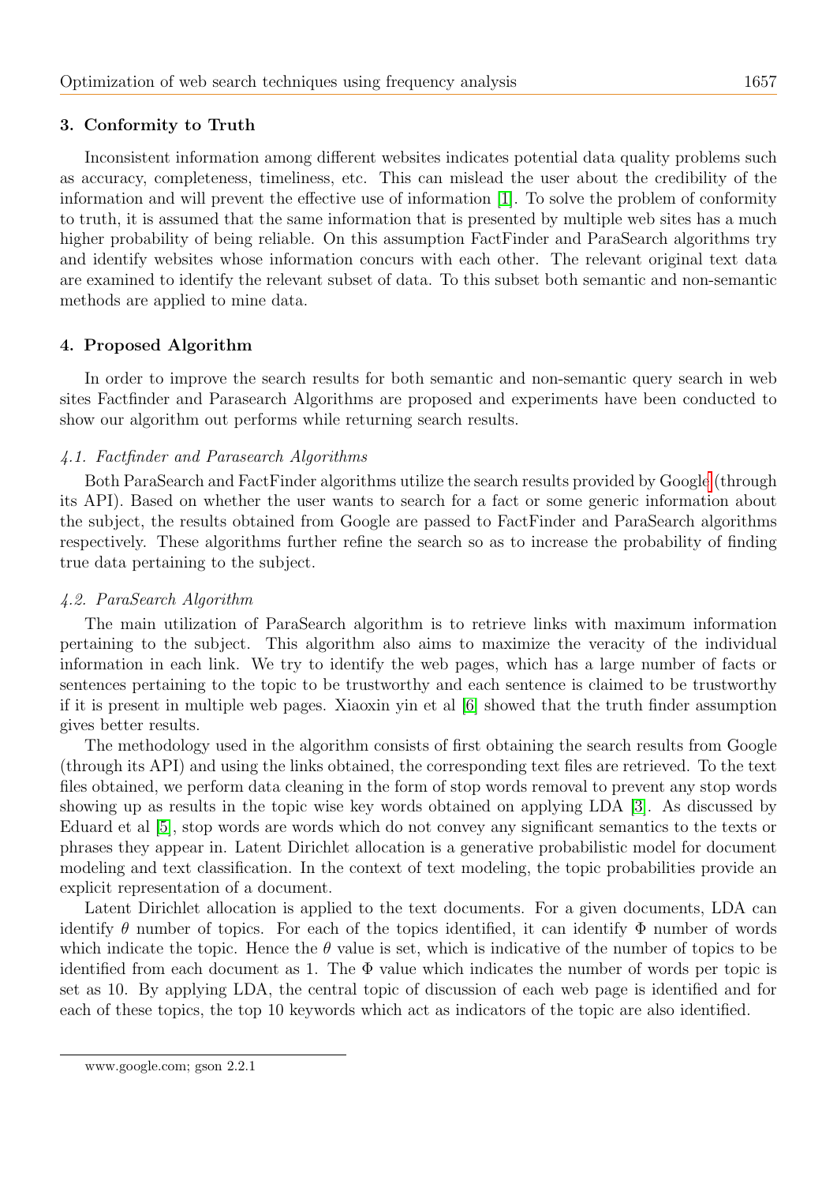## 3. Conformity to Truth

Inconsistent information among different websites indicates potential data quality problems such as accuracy, completeness, timeliness, etc. This can mislead the user about the credibility of the information and will prevent the effective use of information [1]. To solve the problem of conformity to truth, it is assumed that the same information that is presented by multiple web sites has a much higher probability of being reliable. On this assumption FactFinder and ParaSearch algorithms try and identify websites whose information concurs with each other. The relevant original text data are examined to identify the relevant subset of data. To this subset both semantic and non-semantic methods are applied to mine data.

## 4. Proposed Algorithm

In order to improve the search results for both semantic and non-semantic query search in web sites Factfinder and Parasearch Algorithms are proposed and experiments have been conducted to show our algorithm out performs while returning search results.

### *4.1. Factfinder and Parasearch Algorithms*

Both ParaSearch and FactFinder algorithms utilize the search results provided by Google[1] (through its API). Based on whether the user wants to search for a fact or some generic information about the subject, the results obtained from Google are passed to FactFinder and ParaSearch algorithms respectively. These algorithms further refine the search so as to increase the probability of finding true data pertaining to the subject.

### *4.2. ParaSearch Algorithm*

The main utilization of ParaSearch algorithm is to retrieve links with maximum information pertaining to the subject. This algorithm also aims to maximize the veracity of the individual information in each link. We try to identify the web pages, which has a large number of facts or sentences pertaining to the topic to be trustworthy and each sentence is claimed to be trustworthy if it is present in multiple web pages. Xiaoxin yin et al [6] showed that the truth finder assumption gives better results.

The methodology used in the algorithm consists of first obtaining the search results from Google (through its API) and using the links obtained, the corresponding text files are retrieved. To the text files obtained, we perform data cleaning in the form of stop words removal to prevent any stop words showing up as results in the topic wise key words obtained on applying LDA [3]. As discussed by Eduard et al [5], stop words are words which do not convey any significant semantics to the texts or phrases they appear in. Latent Dirichlet allocation is a generative probabilistic model for document modeling and text classification. In the context of text modeling, the topic probabilities provide an explicit representation of a document.

Latent Dirichlet allocation is applied to the text documents. For a given documents, LDA can identify $\theta$ number of topics. For each of the topics identified, it can identify $\Phi$ number of words which indicate the topic. Hence the $\theta$ value is set, which is indicative of the number of topics to be identified from each document as 1. The $\Phi$ value which indicates the number of words per topic is set as 10. By applying LDA, the central topic of discussion of each web page is identified and for each of these topics, the top 10 keywords which act as indicators of the topic are also identified.

---

[1] www.google.com; gson 2.2.1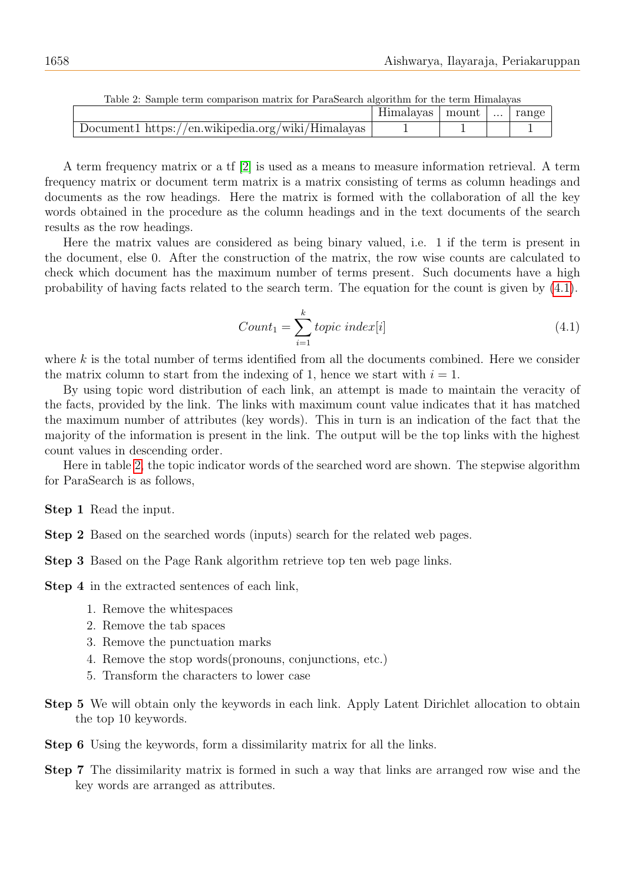Table 2: Sample term comparison matrix for ParaSearch algorithm for the term Himalayas

| | Himalayas | mount | ... | range |
|---|---|---|---|---|
| Document1 https://en.wikipedia.org/wiki/Himalayas | 1 | 1 | | 1 |

A term frequency matrix or a tf [2] is used as a means to measure information retrieval. A term frequency matrix or document term matrix is a matrix consisting of terms as column headings and documents as the row headings. Here the matrix is formed with the collaboration of all the key words obtained in the procedure as the column headings and in the text documents of the search results as the row headings.

Here the matrix values are considered as being binary valued, i.e. 1 if the term is present in the document, else 0. After the construction of the matrix, the row wise counts are calculated to check which document has the maximum number of terms present. Such documents have a high probability of having facts related to the search term. The equation for the count is given by (4.1).

$$Count_1 = \sum_{i=1}^{k} topic\ index[i] \tag{4.1}$$

where $k$ is the total number of terms identified from all the documents combined. Here we consider the matrix column to start from the indexing of 1, hence we start with $i = 1$.

By using topic word distribution of each link, an attempt is made to maintain the veracity of the facts, provided by the link. The links with maximum count value indicates that it has matched the maximum number of attributes (key words). This in turn is an indication of the fact that the majority of the information is present in the link. The output will be the top links with the highest count values in descending order.

Here in table 2, the topic indicator words of the searched word are shown. The stepwise algorithm for ParaSearch is as follows,

**Step 1** Read the input.

**Step 2** Based on the searched words (inputs) search for the related web pages.

**Step 3** Based on the Page Rank algorithm retrieve top ten web page links.

**Step 4** in the extracted sentences of each link,

1. Remove the whitespaces
2. Remove the tab spaces
3. Remove the punctuation marks
4. Remove the stop words(pronouns, conjunctions, etc.)
5. Transform the characters to lower case

**Step 5** We will obtain only the keywords in each link. Apply Latent Dirichlet allocation to obtain the top 10 keywords.

**Step 6** Using the keywords, form a dissimilarity matrix for all the links.

**Step 7** The dissimilarity matrix is formed in such a way that links are arranged row wise and the key words are arranged as attributes.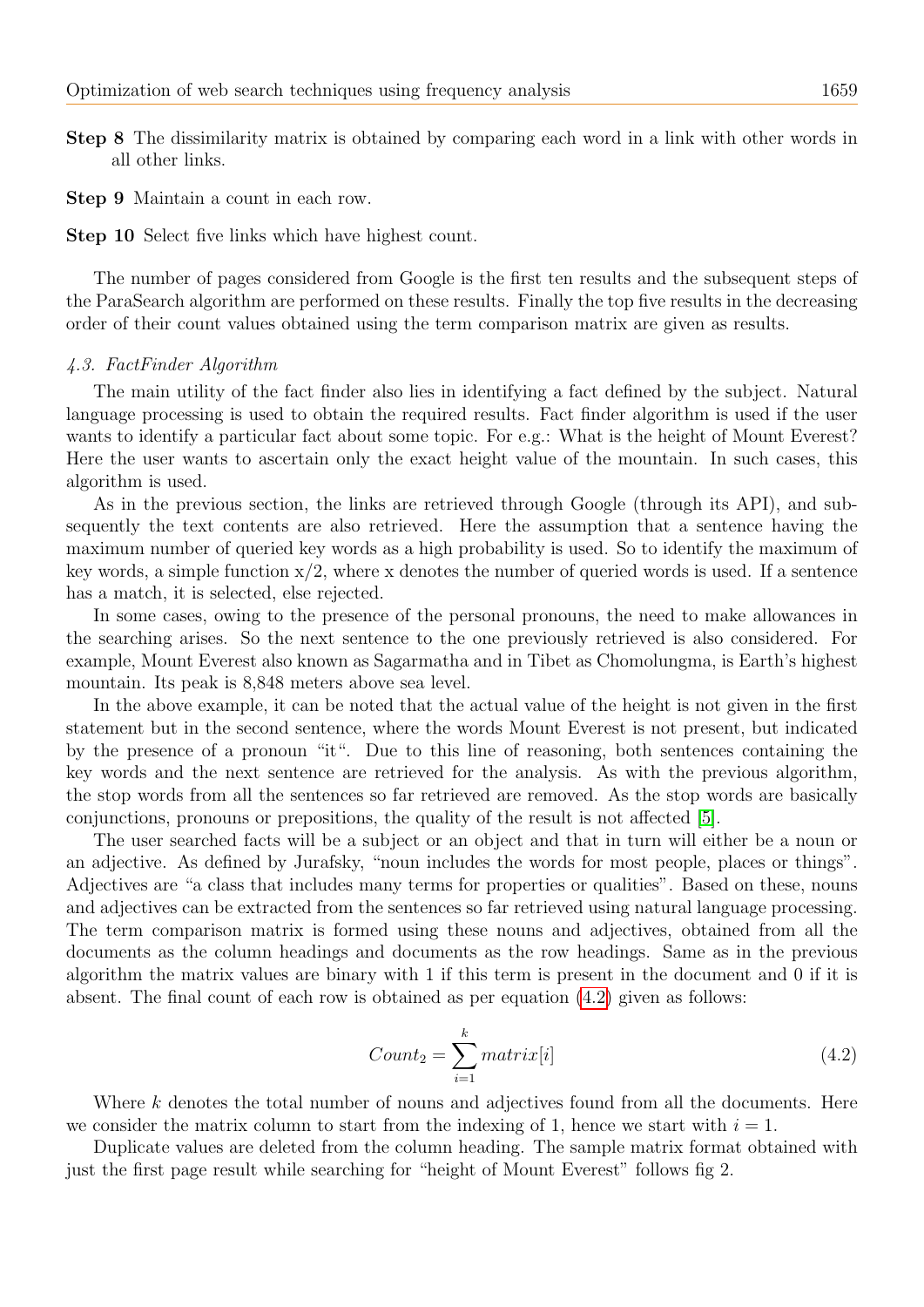**Step 8** The dissimilarity matrix is obtained by comparing each word in a link with other words in all other links.

**Step 9** Maintain a count in each row.

**Step 10** Select five links which have highest count.

The number of pages considered from Google is the first ten results and the subsequent steps of the ParaSearch algorithm are performed on these results. Finally the top five results in the decreasing order of their count values obtained using the term comparison matrix are given as results.

### *4.3. FactFinder Algorithm*

The main utility of the fact finder also lies in identifying a fact defined by the subject. Natural language processing is used to obtain the required results. Fact finder algorithm is used if the user wants to identify a particular fact about some topic. For e.g.: What is the height of Mount Everest? Here the user wants to ascertain only the exact height value of the mountain. In such cases, this algorithm is used.

As in the previous section, the links are retrieved through Google (through its API), and subsequently the text contents are also retrieved. Here the assumption that a sentence having the maximum number of queried key words as a high probability is used. So to identify the maximum of key words, a simple function x/2, where x denotes the number of queried words is used. If a sentence has a match, it is selected, else rejected.

In some cases, owing to the presence of the personal pronouns, the need to make allowances in the searching arises. So the next sentence to the one previously retrieved is also considered. For example, Mount Everest also known as Sagarmatha and in Tibet as Chomolungma, is Earth's highest mountain. Its peak is 8,848 meters above sea level.

In the above example, it can be noted that the actual value of the height is not given in the first statement but in the second sentence, where the words Mount Everest is not present, but indicated by the presence of a pronoun "it". Due to this line of reasoning, both sentences containing the key words and the next sentence are retrieved for the analysis. As with the previous algorithm, the stop words from all the sentences so far retrieved are removed. As the stop words are basically conjunctions, pronouns or prepositions, the quality of the result is not affected [5].

The user searched facts will be a subject or an object and that in turn will either be a noun or an adjective. As defined by Jurafsky, "noun includes the words for most people, places or things". Adjectives are "a class that includes many terms for properties or qualities". Based on these, nouns and adjectives can be extracted from the sentences so far retrieved using natural language processing. The term comparison matrix is formed using these nouns and adjectives, obtained from all the documents as the column headings and documents as the row headings. Same as in the previous algorithm the matrix values are binary with 1 if this term is present in the document and 0 if it is absent. The final count of each row is obtained as per equation (4.2) given as follows:

$$Count_2 = \sum_{i=1}^{k} matrix[i] \tag{4.2}$$

Where $k$ denotes the total number of nouns and adjectives found from all the documents. Here we consider the matrix column to start from the indexing of 1, hence we start with $i = 1$.

Duplicate values are deleted from the column heading. The sample matrix format obtained with just the first page result while searching for "height of Mount Everest" follows fig 2.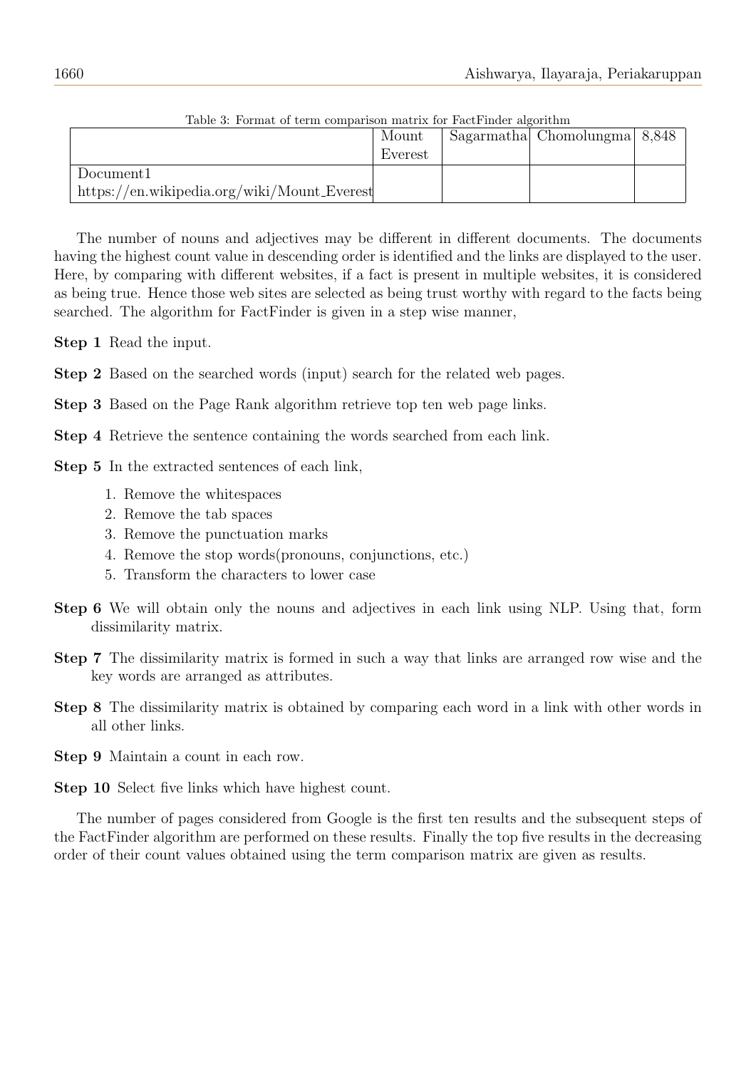Table 3: Format of term comparison matrix for FactFinder algorithm

| | Mount Everest | Sagarmatha | Chomolungma | 8,848 |
|---|---|---|---|---|
| Document1 https://en.wikipedia.org/wiki/Mount_Everest | | | | |

The number of nouns and adjectives may be different in different documents. The documents having the highest count value in descending order is identified and the links are displayed to the user. Here, by comparing with different websites, if a fact is present in multiple websites, it is considered as being true. Hence those web sites are selected as being trust worthy with regard to the facts being searched. The algorithm for FactFinder is given in a step wise manner,

**Step 1** Read the input.

**Step 2** Based on the searched words (input) search for the related web pages.

**Step 3** Based on the Page Rank algorithm retrieve top ten web page links.

**Step 4** Retrieve the sentence containing the words searched from each link.

**Step 5** In the extracted sentences of each link,

1. Remove the whitespaces
2. Remove the tab spaces
3. Remove the punctuation marks
4. Remove the stop words(pronouns, conjunctions, etc.)
5. Transform the characters to lower case

**Step 6** We will obtain only the nouns and adjectives in each link using NLP. Using that, form dissimilarity matrix.

**Step 7** The dissimilarity matrix is formed in such a way that links are arranged row wise and the key words are arranged as attributes.

**Step 8** The dissimilarity matrix is obtained by comparing each word in a link with other words in all other links.

**Step 9** Maintain a count in each row.

**Step 10** Select five links which have highest count.

The number of pages considered from Google is the first ten results and the subsequent steps of the FactFinder algorithm are performed on these results. Finally the top five results in the decreasing order of their count values obtained using the term comparison matrix are given as results.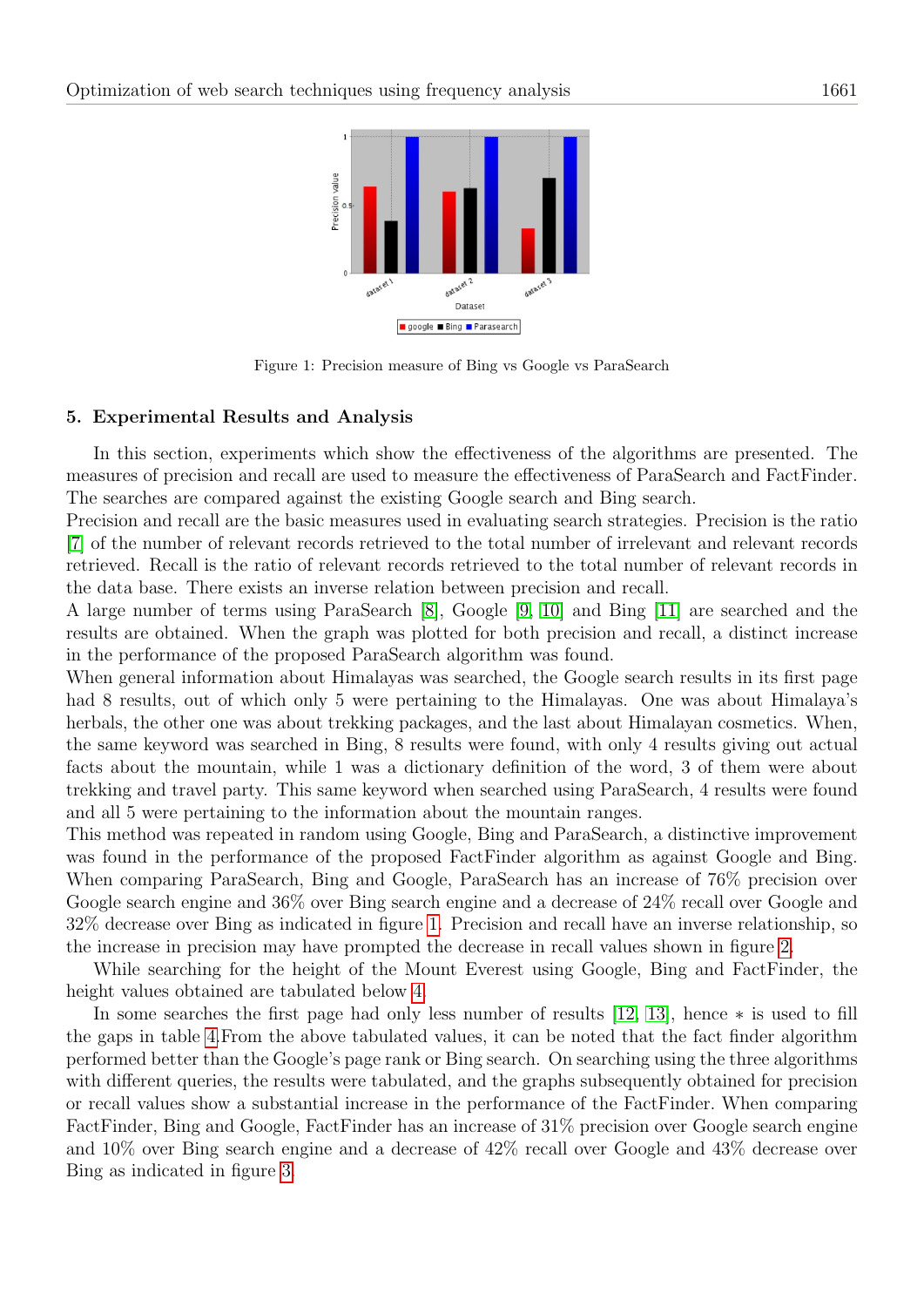Figure 1: Precision measure of Bing vs Google vs ParaSearch

## 5. Experimental Results and Analysis

In this section, experiments which show the effectiveness of the algorithms are presented. The measures of precision and recall are used to measure the effectiveness of ParaSearch and FactFinder. The searches are compared against the existing Google search and Bing search.

Precision and recall are the basic measures used in evaluating search strategies. Precision is the ratio [7] of the number of relevant records retrieved to the total number of irrelevant and relevant records retrieved. Recall is the ratio of relevant records retrieved to the total number of relevant records in the data base. There exists an inverse relation between precision and recall.

A large number of terms using ParaSearch [8], Google [9, 10] and Bing [11] are searched and the results are obtained. When the graph was plotted for both precision and recall, a distinct increase in the performance of the proposed ParaSearch algorithm was found.

When general information about Himalayas was searched, the Google search results in its first page had 8 results, out of which only 5 were pertaining to the Himalayas. One was about Himalaya's herbals, the other one was about trekking packages, and the last about Himalayan cosmetics. When, the same keyword was searched in Bing, 8 results were found, with only 4 results giving out actual facts about the mountain, while 1 was a dictionary definition of the word, 3 of them were about trekking and travel party. This same keyword when searched using ParaSearch, 4 results were found and all 5 were pertaining to the information about the mountain ranges.

This method was repeated in random using Google, Bing and ParaSearch, a distinctive improvement was found in the performance of the proposed FactFinder algorithm as against Google and Bing. When comparing ParaSearch, Bing and Google, ParaSearch has an increase of 76% precision over Google search engine and 36% over Bing search engine and a decrease of 24% recall over Google and 32% decrease over Bing as indicated in figure 1. Precision and recall have an inverse relationship, so the increase in precision may have prompted the decrease in recall values shown in figure 2.

While searching for the height of the Mount Everest using Google, Bing and FactFinder, the height values obtained are tabulated below 4.

In some searches the first page had only less number of results [12, 13], hence $*$ is used to fill the gaps in table 4.From the above tabulated values, it can be noted that the fact finder algorithm performed better than the Google's page rank or Bing search. On searching using the three algorithms with different queries, the results were tabulated, and the graphs subsequently obtained for precision or recall values show a substantial increase in the performance of the FactFinder. When comparing FactFinder, Bing and Google, FactFinder has an increase of 31% precision over Google search engine and 10% over Bing search engine and a decrease of 42% recall over Google and 43% decrease over Bing as indicated in figure 3.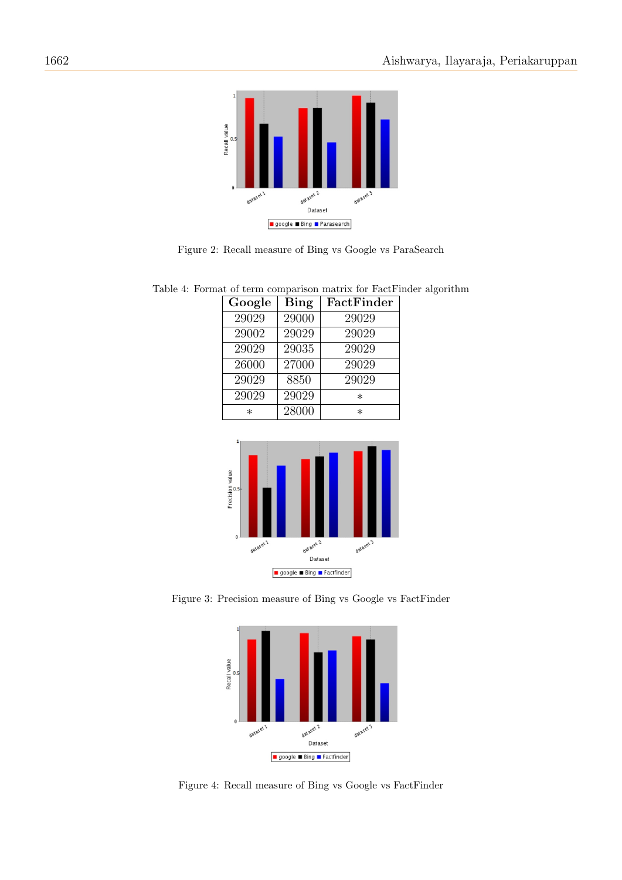Figure 2: Recall measure of Bing vs Google vs ParaSearch

Table 4: Format of term comparison matrix for FactFinder algorithm

| Google | Bing | FactFinder |
|---|---|---|
| 29029 | 29000 | 29029 |
| 29002 | 29029 | 29029 |
| 29029 | 29035 | 29029 |
| 26000 | 27000 | 29029 |
| 29029 | 8850 | 29029 |
| 29029 | 29029 | * |
| * | 28000 | * |

Figure 3: Precision measure of Bing vs Google vs FactFinder

Figure 4: Recall measure of Bing vs Google vs FactFinder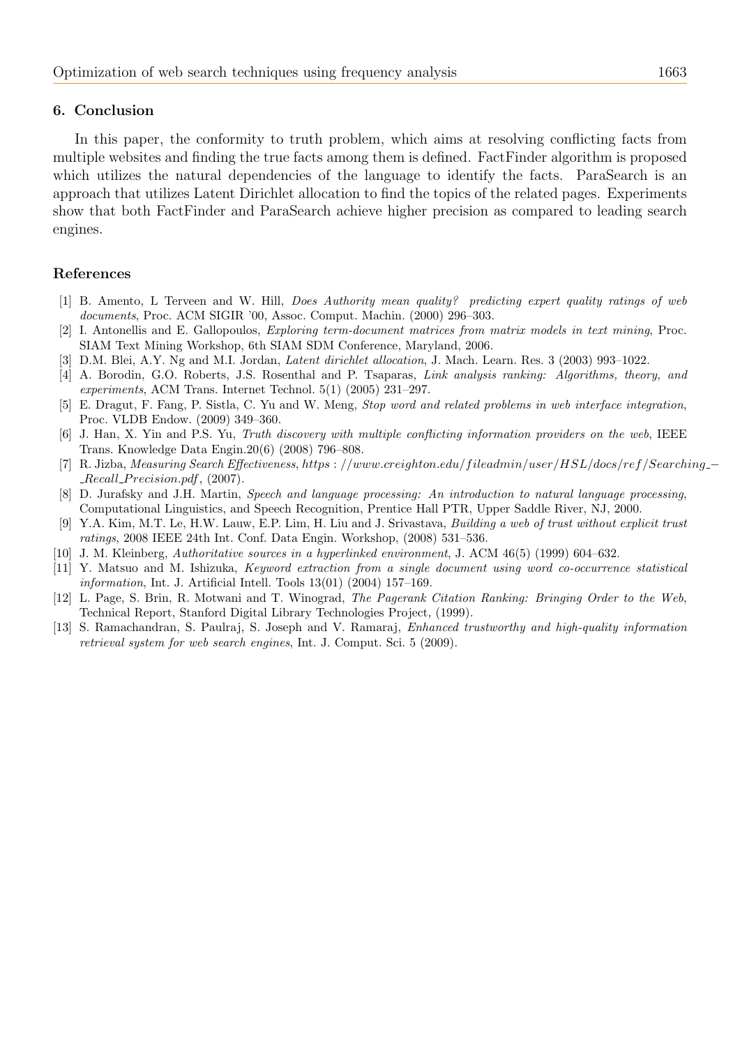## 6. Conclusion

In this paper, the conformity to truth problem, which aims at resolving conflicting facts from multiple websites and finding the true facts among them is defined. FactFinder algorithm is proposed which utilizes the natural dependencies of the language to identify the facts. ParaSearch is an approach that utilizes Latent Dirichlet allocation to find the topics of the related pages. Experiments show that both FactFinder and ParaSearch achieve higher precision as compared to leading search engines.

## References

[1] B. Amento, L Terveen and W. Hill, *Does Authority mean quality? predicting expert quality ratings of web documents*, Proc. ACM SIGIR '00, Assoc. Comput. Machin. (2000) 296–303.

[2] I. Antonellis and E. Gallopoulos, *Exploring term-document matrices from matrix models in text mining*, Proc. SIAM Text Mining Workshop, 6th SIAM SDM Conference, Maryland, 2006.

[3] D.M. Blei, A.Y. Ng and M.I. Jordan, *Latent dirichlet allocation*, J. Mach. Learn. Res. 3 (2003) 993–1022.

[4] A. Borodin, G.O. Roberts, J.S. Rosenthal and P. Tsaparas, *Link analysis ranking: Algorithms, theory, and experiments*, ACM Trans. Internet Technol. 5(1) (2005) 231–297.

[5] E. Dragut, F. Fang, P. Sistla, C. Yu and W. Meng, *Stop word and related problems in web interface integration*, Proc. VLDB Endow. (2009) 349–360.

[6] J. Han, X. Yin and P.S. Yu, *Truth discovery with multiple conflicting information providers on the web*, IEEE Trans. Knowledge Data Engin.20(6) (2008) 796–808.

[7] R. Jizba, *Measuring Search Effectiveness*, *https://www.creighton.edu/fileadmin/user/HSL/docs/ref/Searching_-_Recall_Precision.pdf*, (2007).

[8] D. Jurafsky and J.H. Martin, *Speech and language processing: An introduction to natural language processing*, Computational Linguistics, and Speech Recognition, Prentice Hall PTR, Upper Saddle River, NJ, 2000.

[9] Y.A. Kim, M.T. Le, H.W. Lauw, E.P. Lim, H. Liu and J. Srivastava, *Building a web of trust without explicit trust ratings*, 2008 IEEE 24th Int. Conf. Data Engin. Workshop, (2008) 531–536.

[10] J. M. Kleinberg, *Authoritative sources in a hyperlinked environment*, J. ACM 46(5) (1999) 604–632.

[11] Y. Matsuo and M. Ishizuka, *Keyword extraction from a single document using word co-occurrence statistical information*, Int. J. Artificial Intell. Tools 13(01) (2004) 157–169.

[12] L. Page, S. Brin, R. Motwani and T. Winograd, *The Pagerank Citation Ranking: Bringing Order to the Web*, Technical Report, Stanford Digital Library Technologies Project, (1999).

[13] S. Ramachandran, S. Paulraj, S. Joseph and V. Ramaraj, *Enhanced trustworthy and high-quality information retrieval system for web search engines*, Int. J. Comput. Sci. 5 (2009).